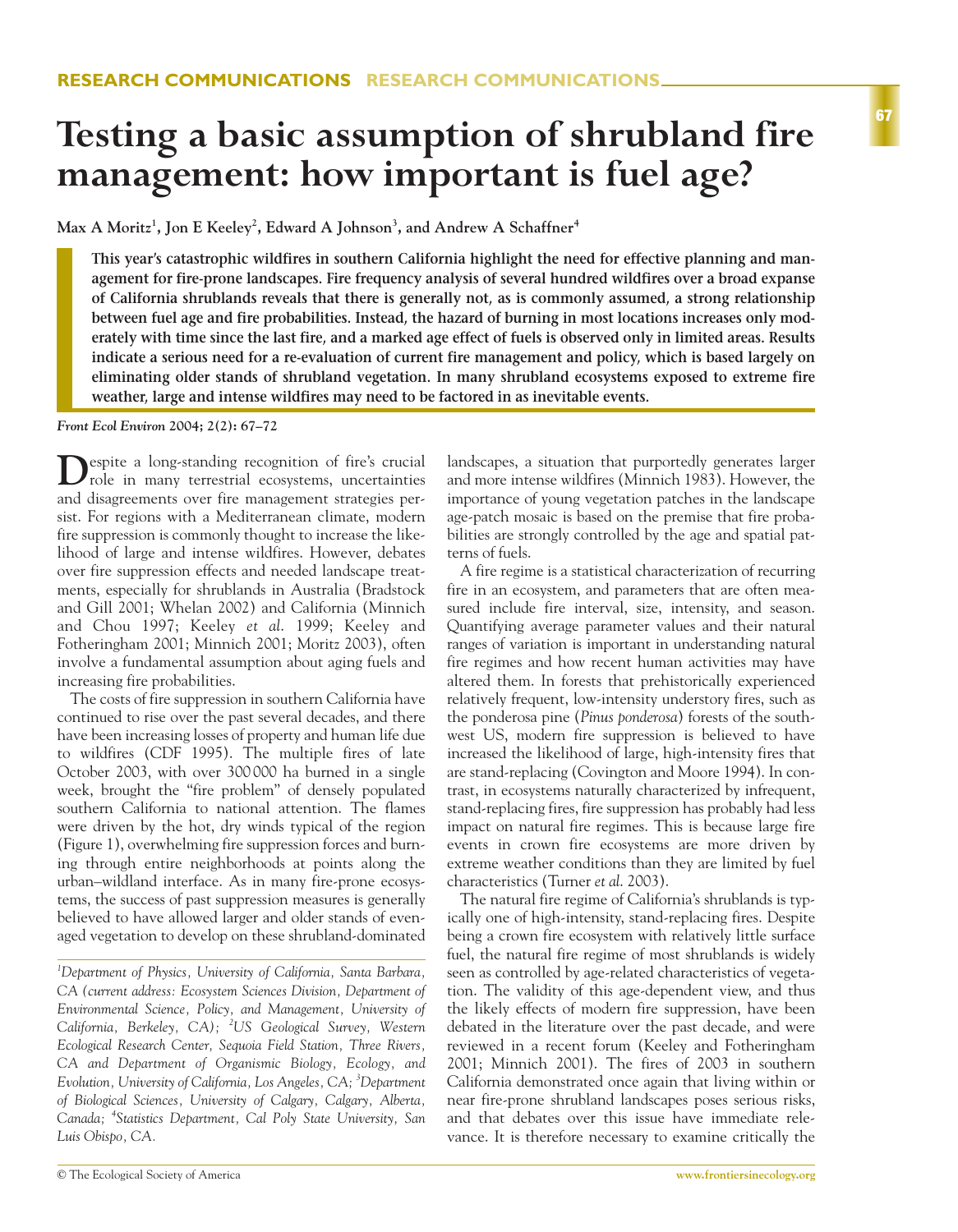RESEARCH COMMUNICATIONS RESEARCH COMMUNICATIONS

# Testing a basic assumption of shrubland fire management: how important is fuel age?

**Max A Moritz[1], Jon E Keeley[2], Edward A Johnson[3], and Andrew A Schaffner[4]**

**This year's catastrophic wildfires in southern California highlight the need for effective planning and management for fire-prone landscapes. Fire frequency analysis of several hundred wildfires over a broad expanse of California shrublands reveals that there is generally not, as is commonly assumed, a strong relationship between fuel age and fire probabilities. Instead, the hazard of burning in most locations increases only moderately with time since the last fire, and a marked age effect of fuels is observed only in limited areas. Results indicate a serious need for a re-evaluation of current fire management and policy, which is based largely on eliminating older stands of shrubland vegetation. In many shrubland ecosystems exposed to extreme fire weather, large and intense wildfires may need to be factored in as inevitable events.**

*Front Ecol Environ* **2004; 2(2): 67–72**

Despite a long-standing recognition of fire's crucial role in many terrestrial ecosystems, uncertainties and disagreements over fire management strategies persist. For regions with a Mediterranean climate, modern fire suppression is commonly thought to increase the likelihood of large and intense wildfires. However, debates over fire suppression effects and needed landscape treatments, especially for shrublands in Australia (Bradstock and Gill 2001; Whelan 2002) and California (Minnich and Chou 1997; Keeley *et al.* 1999; Keeley and Fotheringham 2001; Minnich 2001; Moritz 2003), often involve a fundamental assumption about aging fuels and increasing fire probabilities.

The costs of fire suppression in southern California have continued to rise over the past several decades, and there have been increasing losses of property and human life due to wildfires (CDF 1995). The multiple fires of late October 2003, with over 300 000 ha burned in a single week, brought the "fire problem" of densely populated southern California to national attention. The flames were driven by the hot, dry winds typical of the region (Figure 1), overwhelming fire suppression forces and burning through entire neighborhoods at points along the urban–wildland interface. As in many fire-prone ecosystems, the success of past suppression measures is generally believed to have allowed larger and older stands of even-aged vegetation to develop on these shrubland-dominated landscapes, a situation that purportedly generates larger and more intense wildfires (Minnich 1983). However, the importance of young vegetation patches in the landscape age-patch mosaic is based on the premise that fire probabilities are strongly controlled by the age and spatial patterns of fuels.

A fire regime is a statistical characterization of recurring fire in an ecosystem, and parameters that are often measured include fire interval, size, intensity, and season. Quantifying average parameter values and their natural ranges of variation is important in understanding natural fire regimes and how recent human activities may have altered them. In forests that prehistorically experienced relatively frequent, low-intensity understory fires, such as the ponderosa pine (*Pinus ponderosa*) forests of the southwest US, modern fire suppression is believed to have increased the likelihood of large, high-intensity fires that are stand-replacing (Covington and Moore 1994). In contrast, in ecosystems naturally characterized by infrequent, stand-replacing fires, fire suppression has probably had less impact on natural fire regimes. This is because large fire events in crown fire ecosystems are more driven by extreme weather conditions than they are limited by fuel characteristics (Turner *et al.* 2003).

The natural fire regime of California's shrublands is typically one of high-intensity, stand-replacing fires. Despite being a crown fire ecosystem with relatively little surface fuel, the natural fire regime of most shrublands is widely seen as controlled by age-related characteristics of vegetation. The validity of this age-dependent view, and thus the likely effects of modern fire suppression, have been debated in the literature over the past decade, and were reviewed in a recent forum (Keeley and Fotheringham 2001; Minnich 2001). The fires of 2003 in southern California demonstrated once again that living within or near fire-prone shrubland landscapes poses serious risks, and that debates over this issue have immediate relevance. It is therefore necessary to examine critically the

[1]*Department of Physics, University of California, Santa Barbara, CA (current address: Ecosystem Sciences Division, Department of Environmental Science, Policy, and Management, University of California, Berkeley, CA);* [2]*US Geological Survey, Western Ecological Research Center, Sequoia Field Station, Three Rivers, CA and Department of Organismic Biology, Ecology, and Evolution, University of California, Los Angeles, CA;* [3]*Department of Biological Sciences, University of Calgary, Calgary, Alberta, Canada;* [4]*Statistics Department, Cal Poly State University, San Luis Obispo, CA.*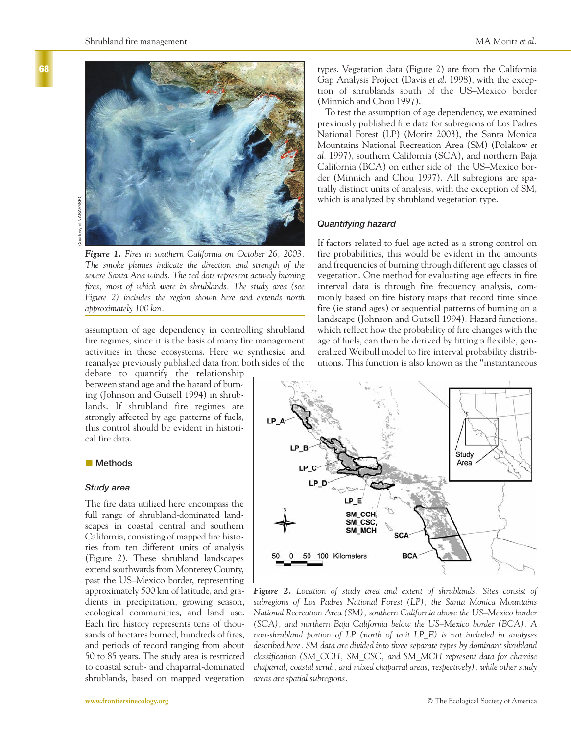Figure 1. Fires in southern California on October 26, 2003. The smoke plumes indicate the direction and strength of the severe Santa Ana winds. The red dots represent actively burning fires, most of which were in shrublands. The study area (see Figure 2) includes the region shown here and extends north approximately 100 km.

assumption of age dependency in controlling shrubland fire regimes, since it is the basis of many fire management activities in these ecosystems. Here we synthesize and reanalyze previously published data from both sides of the debate to quantify the relationship between stand age and the hazard of burning (Johnson and Gutsell 1994) in shrublands. If shrubland fire regimes are strongly affected by age patterns of fuels, this control should be evident in historical fire data.

## Methods

### Study area

The fire data utilized here encompass the full range of shrubland-dominated landscapes in coastal central and southern California, consisting of mapped fire histories from ten different units of analysis (Figure 2). These shrubland landscapes extend southwards from Monterey County, past the US–Mexico border, representing approximately 500 km of latitude, and gradients in precipitation, growing season, ecological communities, and land use. Each fire history represents tens of thousands of hectares burned, hundreds of fires, and periods of record ranging from about 50 to 85 years. The study area is restricted to coastal scrub- and chaparral-dominated shrublands, based on mapped vegetation types. Vegetation data (Figure 2) are from the California Gap Analysis Project (Davis *et al.* 1998), with the exception of shrublands south of the US–Mexico border (Minnich and Chou 1997).

To test the assumption of age dependency, we examined previously published fire data for subregions of Los Padres National Forest (LP) (Moritz 2003), the Santa Monica Mountains National Recreation Area (SM) (Polakow *et al.* 1997), southern California (SCA), and northern Baja California (BCA) on either side of the US–Mexico border (Minnich and Chou 1997). All subregions are spatially distinct units of analysis, with the exception of SM, which is analyzed by shrubland vegetation type.

### Quantifying hazard

If factors related to fuel age acted as a strong control on fire probabilities, this would be evident in the amounts and frequencies of burning through different age classes of vegetation. One method for evaluating age effects in fire interval data is through fire frequency analysis, commonly based on fire history maps that record time since fire (ie stand ages) or sequential patterns of burning on a landscape (Johnson and Gutsell 1994). Hazard functions, which reflect how the probability of fire changes with the age of fuels, can then be derived by fitting a flexible, generalized Weibull model to fire interval probability distributions. This function is also known as the "instantaneous

Figure 2. Location of study area and extent of shrublands. Sites consist of subregions of Los Padres National Forest (LP), the Santa Monica Mountains National Recreation Area (SM), southern California above the US–Mexico border (SCA), and northern Baja California below the US–Mexico border (BCA). A non-shrubland portion of LP (north of unit LP_E) is not included in analyses described here. SM data are divided into three separate types by dominant shrubland classification (SM_CCH, SM_CSC, and SM_MCH represent data for chamise chaparral, coastal scrub, and mixed chaparral areas, respectively), while other study areas are spatial subregions.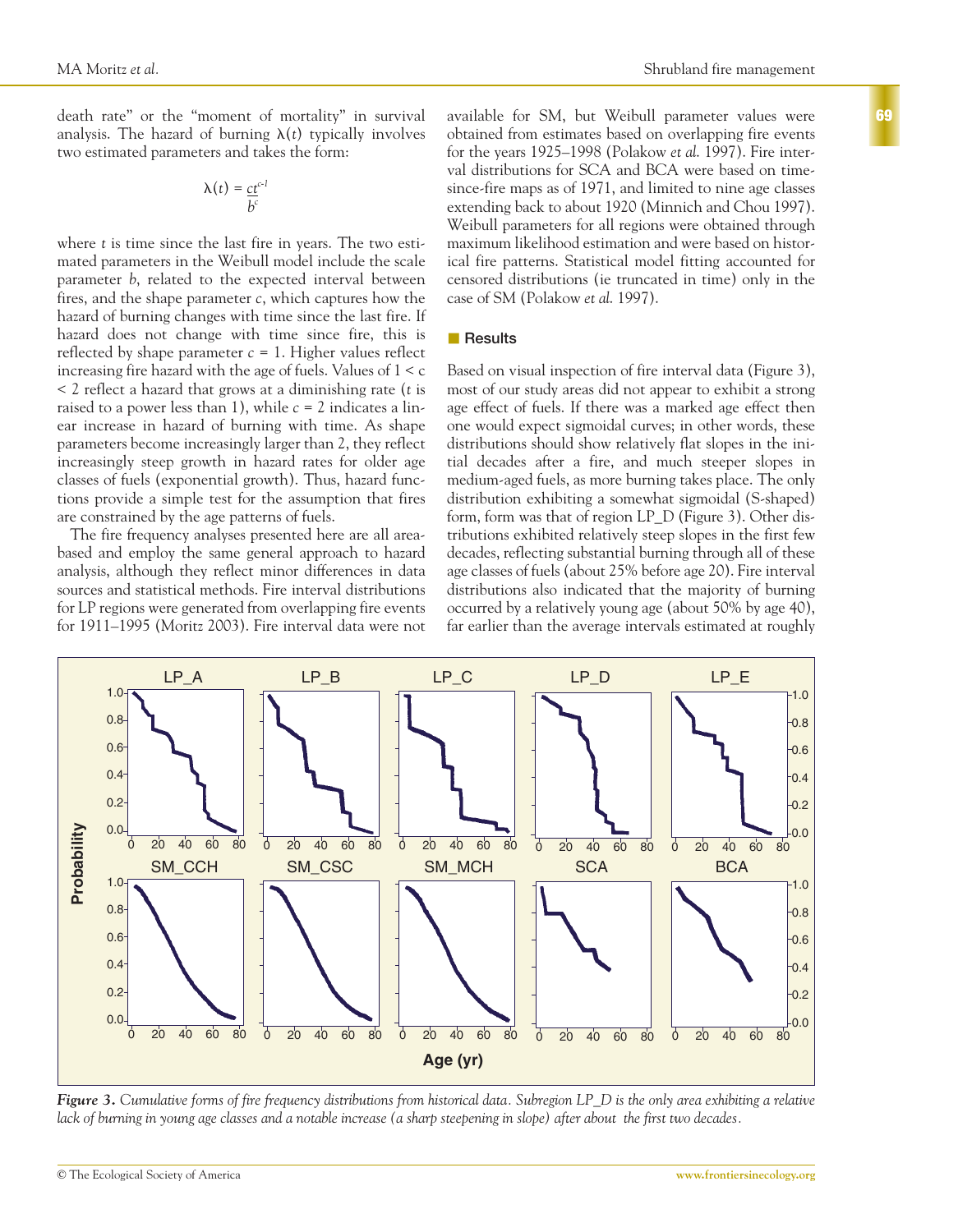death rate" or the "moment of mortality" in survival analysis. The hazard of burning $\lambda(t)$ typically involves two estimated parameters and takes the form:

$$\lambda(t) = \frac{ct^{c-1}}{b^c}$$

where $t$ is time since the last fire in years. The two estimated parameters in the Weibull model include the scale parameter $b$, related to the expected interval between fires, and the shape parameter $c$, which captures how the hazard of burning changes with time since the last fire. If hazard does not change with time since fire, this is reflected by shape parameter $c = 1$. Higher values reflect increasing fire hazard with the age of fuels. Values of $1 < c < 2$ reflect a hazard that grows at a diminishing rate ($t$ is raised to a power less than 1), while $c = 2$ indicates a linear increase in hazard of burning with time. As shape parameters become increasingly larger than 2, they reflect increasingly steep growth in hazard rates for older age classes of fuels (exponential growth). Thus, hazard functions provide a simple test for the assumption that fires are constrained by the age patterns of fuels.

The fire frequency analyses presented here are all area-based and employ the same general approach to hazard analysis, although they reflect minor differences in data sources and statistical methods. Fire interval distributions for LP regions were generated from overlapping fire events for 1911–1995 (Moritz 2003). Fire interval data were not available for SM, but Weibull parameter values were obtained from estimates based on overlapping fire events for the years 1925–1998 (Polakow *et al.* 1997). Fire interval distributions for SCA and BCA were based on time-since-fire maps as of 1971, and limited to nine age classes extending back to about 1920 (Minnich and Chou 1997). Weibull parameters for all regions were obtained through maximum likelihood estimation and were based on historical fire patterns. Statistical model fitting accounted for censored distributions (ie truncated in time) only in the case of SM (Polakow *et al.* 1997).

## Results

Based on visual inspection of fire interval data (Figure 3), most of our study areas did not appear to exhibit a strong age effect of fuels. If there was a marked age effect then one would expect sigmoidal curves; in other words, these distributions should show relatively flat slopes in the initial decades after a fire, and much steeper slopes in medium-aged fuels, as more burning takes place. The only distribution exhibiting a somewhat sigmoidal (S-shaped) form, form was that of region LP_D (Figure 3). Other distributions exhibited relatively steep slopes in the first few decades, reflecting substantial burning through all of these age classes of fuels (about 25% before age 20). Fire interval distributions also indicated that the majority of burning occurred by a relatively young age (about 50% by age 40), far earlier than the average intervals estimated at roughly

*Figure 3. Cumulative forms of fire frequency distributions from historical data. Subregion LP_D is the only area exhibiting a relative lack of burning in young age classes and a notable increase (a sharp steepening in slope) after about the first two decades.*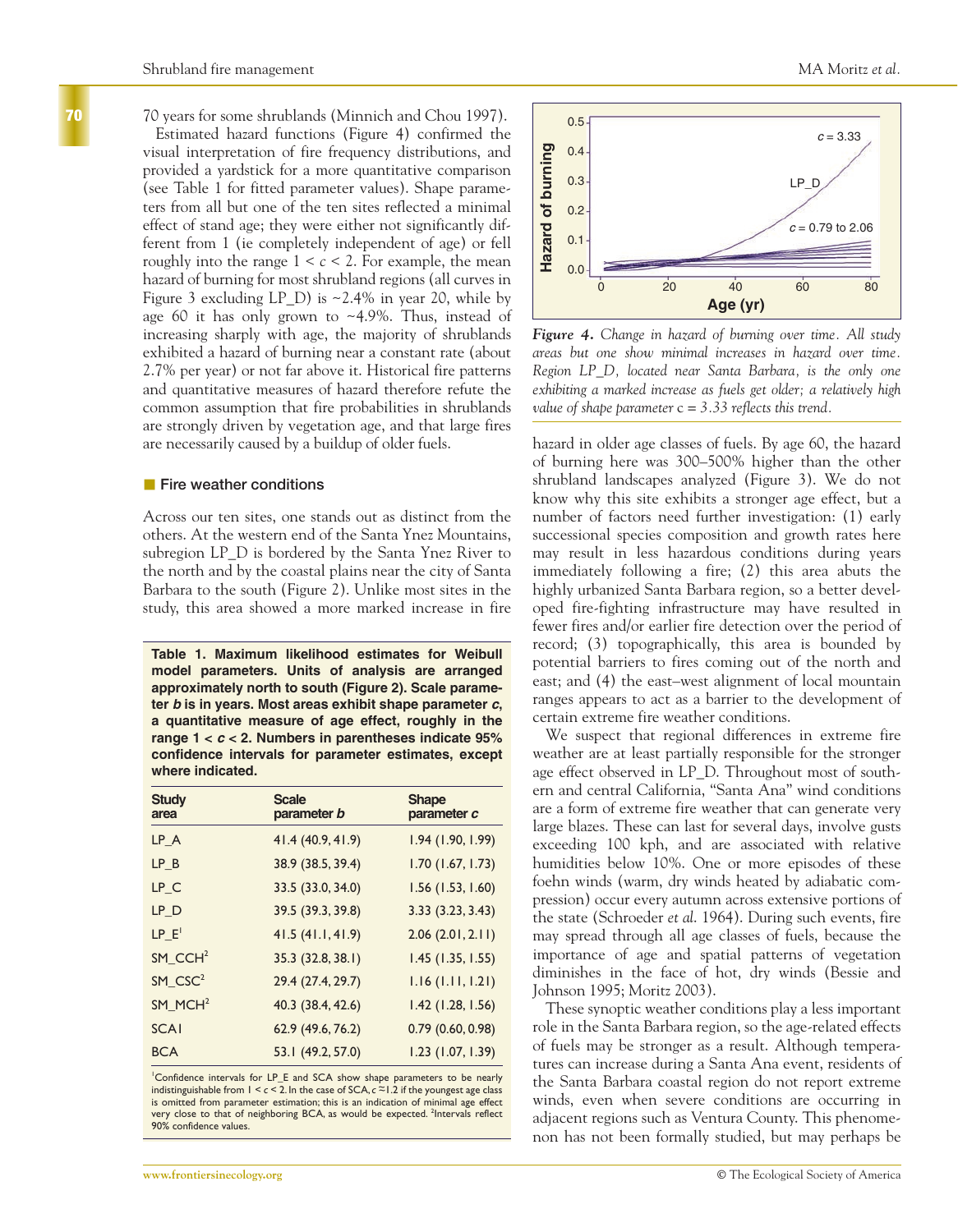70 years for some shrublands (Minnich and Chou 1997).

Estimated hazard functions (Figure 4) confirmed the visual interpretation of fire frequency distributions, and provided a yardstick for a more quantitative comparison (see Table 1 for fitted parameter values). Shape parameters from all but one of the ten sites reflected a minimal effect of stand age; they were either not significantly different from 1 (ie completely independent of age) or fell roughly into the range $1 < c < 2$. For example, the mean hazard of burning for most shrubland regions (all curves in Figure 3 excluding LP_D) is ~2.4% in year 20, while by age 60 it has only grown to ~4.9%. Thus, instead of increasing sharply with age, the majority of shrublands exhibited a hazard of burning near a constant rate (about 2.7% per year) or not far above it. Historical fire patterns and quantitative measures of hazard therefore refute the common assumption that fire probabilities in shrublands are strongly driven by vegetation age, and that large fires are necessarily caused by a buildup of older fuels.

## Fire weather conditions

Across our ten sites, one stands out as distinct from the others. At the western end of the Santa Ynez Mountains, subregion LP_D is bordered by the Santa Ynez River to the north and by the coastal plains near the city of Santa Barbara to the south (Figure 2). Unlike most sites in the study, this area showed a more marked increase in fire hazard in older age classes of fuels. By age 60, the hazard of burning here was 300–500% higher than the other shrubland landscapes analyzed (Figure 3). We do not know why this site exhibits a stronger age effect, but a number of factors need further investigation: (1) early successional species composition and growth rates here may result in less hazardous conditions during years immediately following a fire; (2) this area abuts the highly urbanized Santa Barbara region, so a better developed fire-fighting infrastructure may have resulted in fewer fires and/or earlier fire detection over the period of record; (3) topographically, this area is bounded by potential barriers to fires coming out of the north and east; and (4) the east–west alignment of local mountain ranges appears to act as a barrier to the development of certain extreme fire weather conditions.

We suspect that regional differences in extreme fire weather are at least partially responsible for the stronger age effect observed in LP_D. Throughout most of southern and central California, "Santa Ana" wind conditions are a form of extreme fire weather that can generate very large blazes. These can last for several days, involve gusts exceeding 100 kph, and are associated with relative humidities below 10%. One or more episodes of these foehn winds (warm, dry winds heated by adiabatic compression) occur every autumn across extensive portions of the state (Schroeder *et al.* 1964). During such events, fire may spread through all age classes of fuels, because the importance of age and spatial patterns of vegetation diminishes in the face of hot, dry winds (Bessie and Johnson 1995; Moritz 2003).

These synoptic weather conditions play a less important role in the Santa Barbara region, so the age-related effects of fuels may be stronger as a result. Although temperatures can increase during a Santa Ana event, residents of the Santa Barbara coastal region do not report extreme winds, even when severe conditions are occurring in adjacent regions such as Ventura County. This phenomenon has not been formally studied, but may perhaps be

**Table 1. Maximum likelihood estimates for Weibull model parameters. Units of analysis are arranged approximately north to south (Figure 2). Scale parameter *b* is in years. Most areas exhibit shape parameter *c*, a quantitative measure of age effect, roughly in the range $1 < c < 2$. Numbers in parentheses indicate 95% confidence intervals for parameter estimates, except where indicated.**

| Study area | Scale parameter *b* | Shape parameter *c* |
|---|---|---|
| LP_A | 41.4 (40.9, 41.9) | 1.94 (1.90, 1.99) |
| LP_B | 38.9 (38.5, 39.4) | 1.70 (1.67, 1.73) |
| LP_C | 33.5 (33.0, 34.0) | 1.56 (1.53, 1.60) |
| LP_D | 39.5 (39.3, 39.8) | 3.33 (3.23, 3.43) |
| LP_E[1] | 41.5 (41.1, 41.9) | 2.06 (2.01, 2.11) |
| SM_CCH[2] | 35.3 (32.8, 38.1) | 1.45 (1.35, 1.55) |
| SM_CSC[2] | 29.4 (27.4, 29.7) | 1.16 (1.11, 1.21) |
| SM_MCH[2] | 40.3 (38.4, 42.6) | 1.42 (1.28, 1.56) |
| SCA1 | 62.9 (49.6, 76.2) | 0.79 (0.60, 0.98) |
| BCA | 53.1 (49.2, 57.0) | 1.23 (1.07, 1.39) |

[1]Confidence intervals for LP_E and SCA show shape parameters to be nearly indistinguishable from $1 < c < 2$. In the case of SCA, $c \approx 1.2$ if the youngest age class is omitted from parameter estimation; this is an indication of minimal age effect very close to that of neighboring BCA, as would be expected. [2]Intervals reflect 90% confidence values.

*Figure 4. Change in hazard of burning over time. All study areas but one show minimal increases in hazard over time. Region LP_D, located near Santa Barbara, is the only one exhibiting a marked increase as fuels get older; a relatively high value of shape parameter* c *= 3.33 reflects this trend.*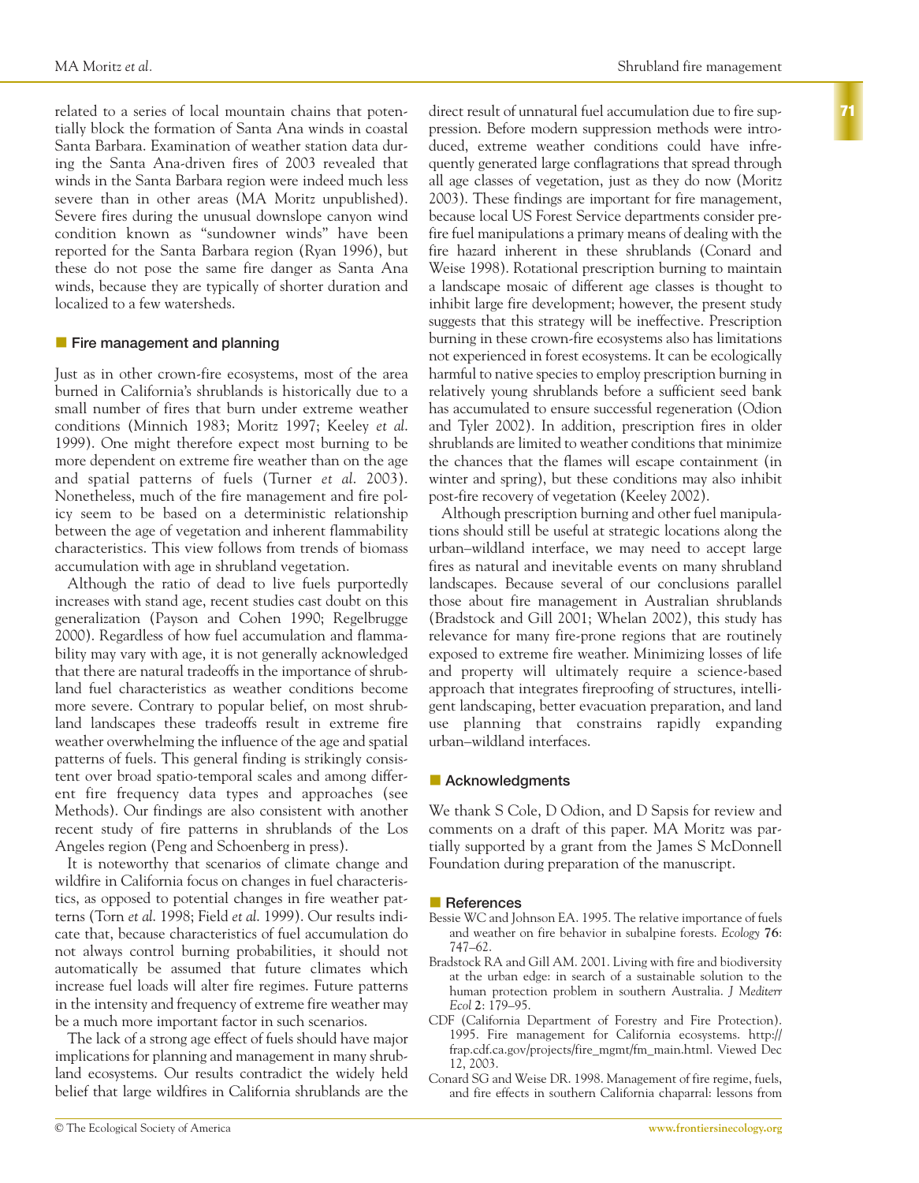related to a series of local mountain chains that potentially block the formation of Santa Ana winds in coastal Santa Barbara. Examination of weather station data during the Santa Ana-driven fires of 2003 revealed that winds in the Santa Barbara region were indeed much less severe than in other areas (MA Moritz unpublished). Severe fires during the unusual downslope canyon wind condition known as "sundowner winds" have been reported for the Santa Barbara region (Ryan 1996), but these do not pose the same fire danger as Santa Ana winds, because they are typically of shorter duration and localized to a few watersheds.

## Fire management and planning

Just as in other crown-fire ecosystems, most of the area burned in California's shrublands is historically due to a small number of fires that burn under extreme weather conditions (Minnich 1983; Moritz 1997; Keeley *et al.* 1999). One might therefore expect most burning to be more dependent on extreme fire weather than on the age and spatial patterns of fuels (Turner *et al.* 2003). Nonetheless, much of the fire management and fire policy seem to be based on a deterministic relationship between the age of vegetation and inherent flammability characteristics. This view follows from trends of biomass accumulation with age in shrubland vegetation.

Although the ratio of dead to live fuels purportedly increases with stand age, recent studies cast doubt on this generalization (Payson and Cohen 1990; Regelbrugge 2000). Regardless of how fuel accumulation and flammability may vary with age, it is not generally acknowledged that there are natural tradeoffs in the importance of shrubland fuel characteristics as weather conditions become more severe. Contrary to popular belief, on most shrubland landscapes these tradeoffs result in extreme fire weather overwhelming the influence of the age and spatial patterns of fuels. This general finding is strikingly consistent over broad spatio-temporal scales and among different fire frequency data types and approaches (see Methods). Our findings are also consistent with another recent study of fire patterns in shrublands of the Los Angeles region (Peng and Schoenberg in press).

It is noteworthy that scenarios of climate change and wildfire in California focus on changes in fuel characteristics, as opposed to potential changes in fire weather patterns (Torn *et al.* 1998; Field *et al.* 1999). Our results indicate that, because characteristics of fuel accumulation do not always control burning probabilities, it should not automatically be assumed that future climates which increase fuel loads will alter fire regimes. Future patterns in the intensity and frequency of extreme fire weather may be a much more important factor in such scenarios.

The lack of a strong age effect of fuels should have major implications for planning and management in many shrubland ecosystems. Our results contradict the widely held belief that large wildfires in California shrublands are the direct result of unnatural fuel accumulation due to fire suppression. Before modern suppression methods were introduced, extreme weather conditions could have infrequently generated large conflagrations that spread through all age classes of vegetation, just as they do now (Moritz 2003). These findings are important for fire management, because local US Forest Service departments consider prefire fuel manipulations a primary means of dealing with the fire hazard inherent in these shrublands (Conard and Weise 1998). Rotational prescription burning to maintain a landscape mosaic of different age classes is thought to inhibit large fire development; however, the present study suggests that this strategy will be ineffective. Prescription burning in these crown-fire ecosystems also has limitations not experienced in forest ecosystems. It can be ecologically harmful to native species to employ prescription burning in relatively young shrublands before a sufficient seed bank has accumulated to ensure successful regeneration (Odion and Tyler 2002). In addition, prescription fires in older shrublands are limited to weather conditions that minimize the chances that the flames will escape containment (in winter and spring), but these conditions may also inhibit post-fire recovery of vegetation (Keeley 2002).

Although prescription burning and other fuel manipulations should still be useful at strategic locations along the urban–wildland interface, we may need to accept large fires as natural and inevitable events on many shrubland landscapes. Because several of our conclusions parallel those about fire management in Australian shrublands (Bradstock and Gill 2001; Whelan 2002), this study has relevance for many fire-prone regions that are routinely exposed to extreme fire weather. Minimizing losses of life and property will ultimately require a science-based approach that integrates fireproofing of structures, intelligent landscaping, better evacuation preparation, and land use planning that constrains rapidly expanding urban–wildland interfaces.

## Acknowledgments

We thank S Cole, D Odion, and D Sapsis for review and comments on a draft of this paper. MA Moritz was partially supported by a grant from the James S McDonnell Foundation during preparation of the manuscript.

## References

Bessie WC and Johnson EA. 1995. The relative importance of fuels and weather on fire behavior in subalpine forests. *Ecology* **76**: 747–62.

Bradstock RA and Gill AM. 2001. Living with fire and biodiversity at the urban edge: in search of a sustainable solution to the human protection problem in southern Australia. *J Mediterr Ecol* **2**: 179–95.

CDF (California Department of Forestry and Fire Protection). 1995. Fire management for California ecosystems. http://frap.cdf.ca.gov/projects/fire_mgmt/fm_main.html. Viewed Dec 12, 2003.

Conard SG and Weise DR. 1998. Management of fire regime, fuels, and fire effects in southern California chaparral: lessons from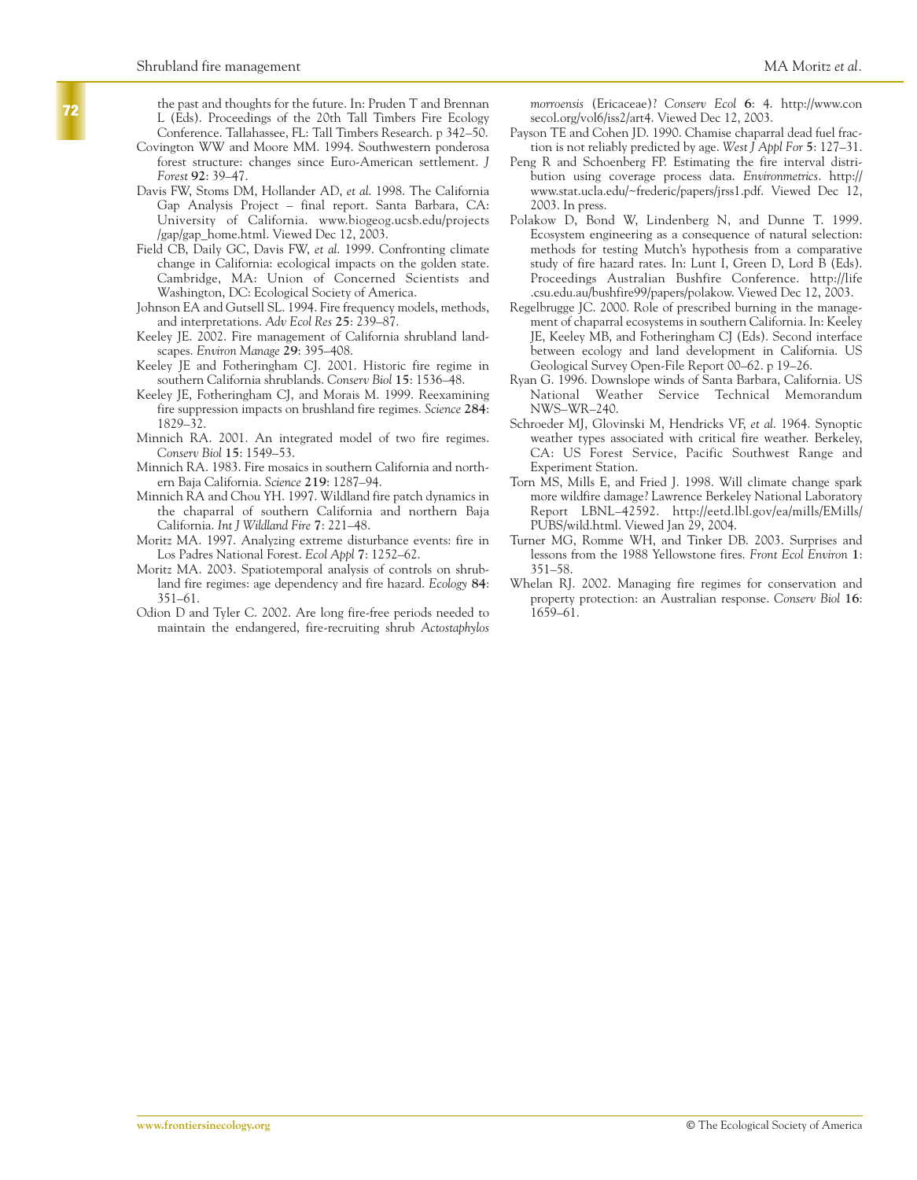the past and thoughts for the future. In: Pruden T and Brennan L (Eds). Proceedings of the 20th Tall Timbers Fire Ecology Conference. Tallahassee, FL: Tall Timbers Research. p 342–50.

Covington WW and Moore MM. 1994. Southwestern ponderosa forest structure: changes since Euro-American settlement. *J Forest* **92**: 39–47.

Davis FW, Stoms DM, Hollander AD, *et al.* 1998. The California Gap Analysis Project – final report. Santa Barbara, CA: University of California. www.biogeog.ucsb.edu/projects/gap/gap_home.html. Viewed Dec 12, 2003.

Field CB, Daily GC, Davis FW, *et al.* 1999. Confronting climate change in California: ecological impacts on the golden state. Cambridge, MA: Union of Concerned Scientists and Washington, DC: Ecological Society of America.

Johnson EA and Gutsell SL. 1994. Fire frequency models, methods, and interpretations. *Adv Ecol Res* **25**: 239–87.

Keeley JE. 2002. Fire management of California shrubland landscapes. *Environ Manage* **29**: 395–408.

Keeley JE and Fotheringham CJ. 2001. Historic fire regime in southern California shrublands. *Conserv Biol* **15**: 1536–48.

Keeley JE, Fotheringham CJ, and Morais M. 1999. Reexamining fire suppression impacts on brushland fire regimes. *Science* **284**: 1829–32.

Minnich RA. 2001. An integrated model of two fire regimes. *Conserv Biol* **15**: 1549–53.

Minnich RA. 1983. Fire mosaics in southern California and northern Baja California. *Science* **219**: 1287–94.

Minnich RA and Chou YH. 1997. Wildland fire patch dynamics in the chaparral of southern California and northern Baja California. *Int J Wildland Fire* **7**: 221–48.

Moritz MA. 1997. Analyzing extreme disturbance events: fire in Los Padres National Forest. *Ecol Appl* **7**: 1252–62.

Moritz MA. 2003. Spatiotemporal analysis of controls on shrubland fire regimes: age dependency and fire hazard. *Ecology* **84**: 351–61.

Odion D and Tyler C. 2002. Are long fire-free periods needed to maintain the endangered, fire-recruiting shrub *Actostaphylos morroensis* (Ericaceae)? *Conserv Ecol* **6**: 4. http://www.consecol.org/vol6/iss2/art4. Viewed Dec 12, 2003.

Payson TE and Cohen JD. 1990. Chamise chaparral dead fuel fraction is not reliably predicted by age. *West J Appl For* **5**: 127–31.

Peng R and Schoenberg FP. Estimating the fire interval distribution using coverage process data. *Environmetrics*. http://www.stat.ucla.edu/~frederic/papers/jrss1.pdf. Viewed Dec 12, 2003. In press.

Polakow D, Bond W, Lindenberg N, and Dunne T. 1999. Ecosystem engineering as a consequence of natural selection: methods for testing Mutch's hypothesis from a comparative study of fire hazard rates. In: Lunt I, Green D, Lord B (Eds). Proceedings Australian Bushfire Conference. http://life.csu.edu.au/bushfire99/papers/polakow. Viewed Dec 12, 2003.

Regelbrugge JC. 2000. Role of prescribed burning in the management of chaparral ecosystems in southern California. In: Keeley JE, Keeley MB, and Fotheringham CJ (Eds). Second interface between ecology and land development in California. US Geological Survey Open-File Report 00–62. p 19–26.

Ryan G. 1996. Downslope winds of Santa Barbara, California. US National Weather Service Technical Memorandum NWS–WR–240.

Schroeder MJ, Glovinski M, Hendricks VF, *et al.* 1964. Synoptic weather types associated with critical fire weather. Berkeley, CA: US Forest Service, Pacific Southwest Range and Experiment Station.

Torn MS, Mills E, and Fried J. 1998. Will climate change spark more wildfire damage? Lawrence Berkeley National Laboratory Report LBNL–42592. http://eetd.lbl.gov/ea/mills/EMills/PUBS/wild.html. Viewed Jan 29, 2004.

Turner MG, Romme WH, and Tinker DB. 2003. Surprises and lessons from the 1988 Yellowstone fires. *Front Ecol Environ* **1**: 351–58.

Whelan RJ. 2002. Managing fire regimes for conservation and property protection: an Australian response. *Conserv Biol* **16**: 1659–61.